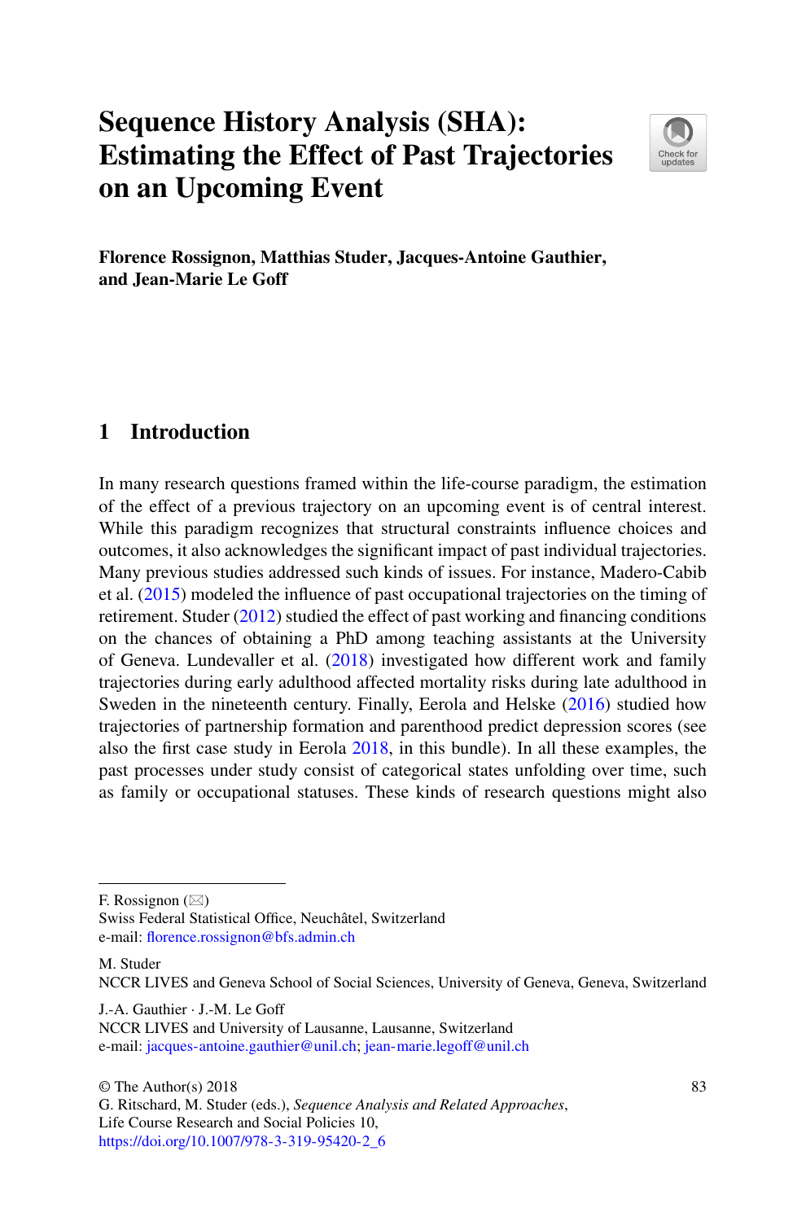# Sequence History Analysis (SHA): Estimating the Effect of Past Trajectories on an Upcoming Event

**Florence Rossignon, Matthias Studer, Jacques-Antoine Gauthier, and Jean-Marie Le Goff**

## 1 Introduction

In many research questions framed within the life-course paradigm, the estimation of the effect of a previous trajectory on an upcoming event is of central interest. While this paradigm recognizes that structural constraints influence choices and outcomes, it also acknowledges the significant impact of past individual trajectories. Many previous studies addressed such kinds of issues. For instance, Madero-Cabib et al. (2015) modeled the influence of past occupational trajectories on the timing of retirement. Studer (2012) studied the effect of past working and financing conditions on the chances of obtaining a PhD among teaching assistants at the University of Geneva. Lundevaller et al. (2018) investigated how different work and family trajectories during early adulthood affected mortality risks during late adulthood in Sweden in the nineteenth century. Finally, Eerola and Helske (2016) studied how trajectories of partnership formation and parenthood predict depression scores (see also the first case study in Eerola 2018, in this bundle). In all these examples, the past processes under study consist of categorical states unfolding over time, such as family or occupational statuses. These kinds of research questions might also

---

F. Rossignon (✉)
Swiss Federal Statistical Office, Neuchâtel, Switzerland
e-mail: florence.rossignon@bfs.admin.ch

M. Studer
NCCR LIVES and Geneva School of Social Sciences, University of Geneva, Geneva, Switzerland

J.-A. Gauthier · J.-M. Le Goff
NCCR LIVES and University of Lausanne, Lausanne, Switzerland
e-mail: jacques-antoine.gauthier@unil.ch; jean-marie.legoff@unil.ch

© The Author(s) 2018
G. Ritschard, M. Studer (eds.), *Sequence Analysis and Related Approaches*, Life Course Research and Social Policies 10,
https://doi.org/10.1007/978-3-319-95420-2_6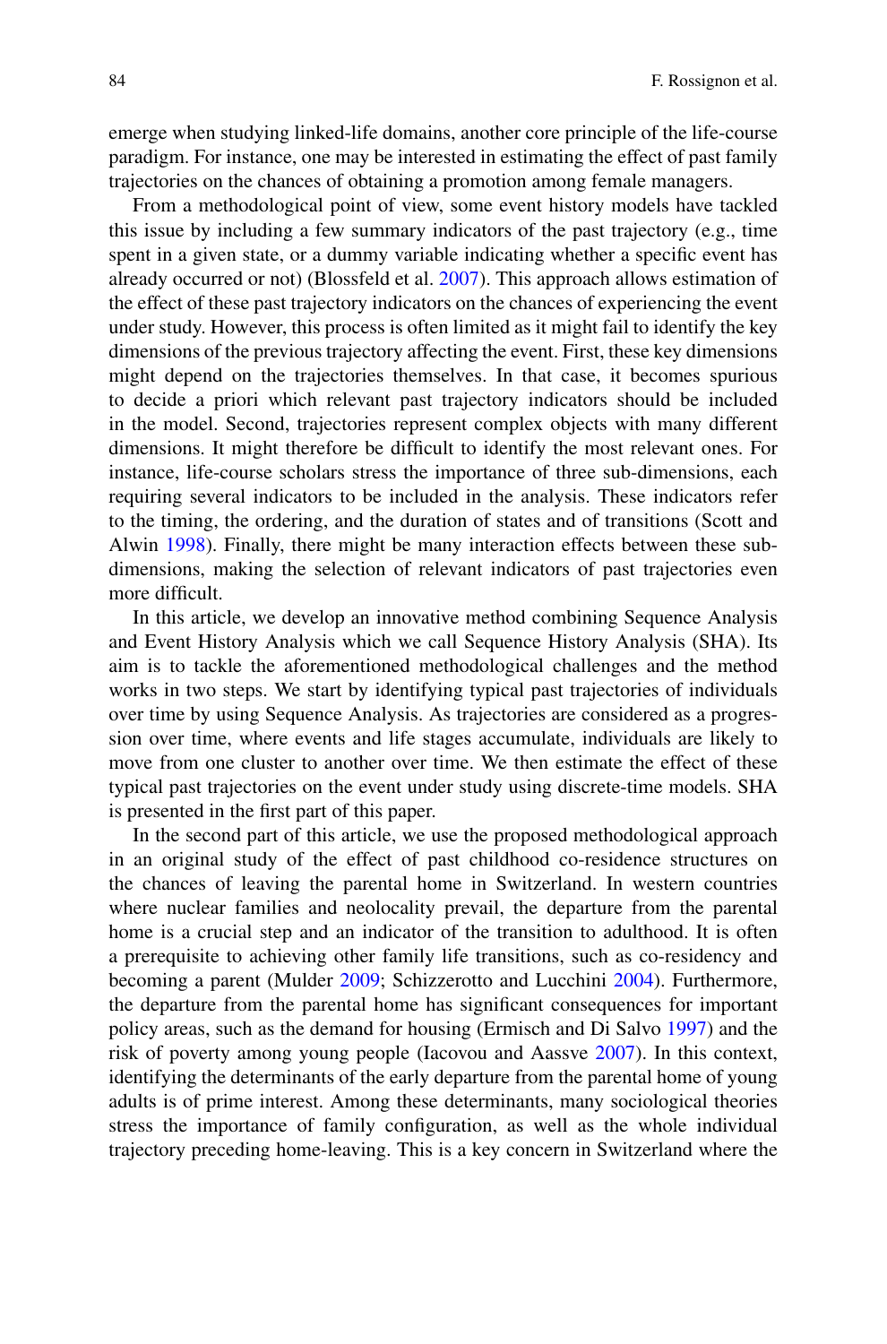emerge when studying linked-life domains, another core principle of the life-course paradigm. For instance, one may be interested in estimating the effect of past family trajectories on the chances of obtaining a promotion among female managers.

From a methodological point of view, some event history models have tackled this issue by including a few summary indicators of the past trajectory (e.g., time spent in a given state, or a dummy variable indicating whether a specific event has already occurred or not) (Blossfeld et al. 2007). This approach allows estimation of the effect of these past trajectory indicators on the chances of experiencing the event under study. However, this process is often limited as it might fail to identify the key dimensions of the previous trajectory affecting the event. First, these key dimensions might depend on the trajectories themselves. In that case, it becomes spurious to decide a priori which relevant past trajectory indicators should be included in the model. Second, trajectories represent complex objects with many different dimensions. It might therefore be difficult to identify the most relevant ones. For instance, life-course scholars stress the importance of three sub-dimensions, each requiring several indicators to be included in the analysis. These indicators refer to the timing, the ordering, and the duration of states and of transitions (Scott and Alwin 1998). Finally, there might be many interaction effects between these sub-dimensions, making the selection of relevant indicators of past trajectories even more difficult.

In this article, we develop an innovative method combining Sequence Analysis and Event History Analysis which we call Sequence History Analysis (SHA). Its aim is to tackle the aforementioned methodological challenges and the method works in two steps. We start by identifying typical past trajectories of individuals over time by using Sequence Analysis. As trajectories are considered as a progression over time, where events and life stages accumulate, individuals are likely to move from one cluster to another over time. We then estimate the effect of these typical past trajectories on the event under study using discrete-time models. SHA is presented in the first part of this paper.

In the second part of this article, we use the proposed methodological approach in an original study of the effect of past childhood co-residence structures on the chances of leaving the parental home in Switzerland. In western countries where nuclear families and neolocality prevail, the departure from the parental home is a crucial step and an indicator of the transition to adulthood. It is often a prerequisite to achieving other family life transitions, such as co-residency and becoming a parent (Mulder 2009; Schizzerotto and Lucchini 2004). Furthermore, the departure from the parental home has significant consequences for important policy areas, such as the demand for housing (Ermisch and Di Salvo 1997) and the risk of poverty among young people (Iacovou and Aassve 2007). In this context, identifying the determinants of the early departure from the parental home of young adults is of prime interest. Among these determinants, many sociological theories stress the importance of family configuration, as well as the whole individual trajectory preceding home-leaving. This is a key concern in Switzerland where the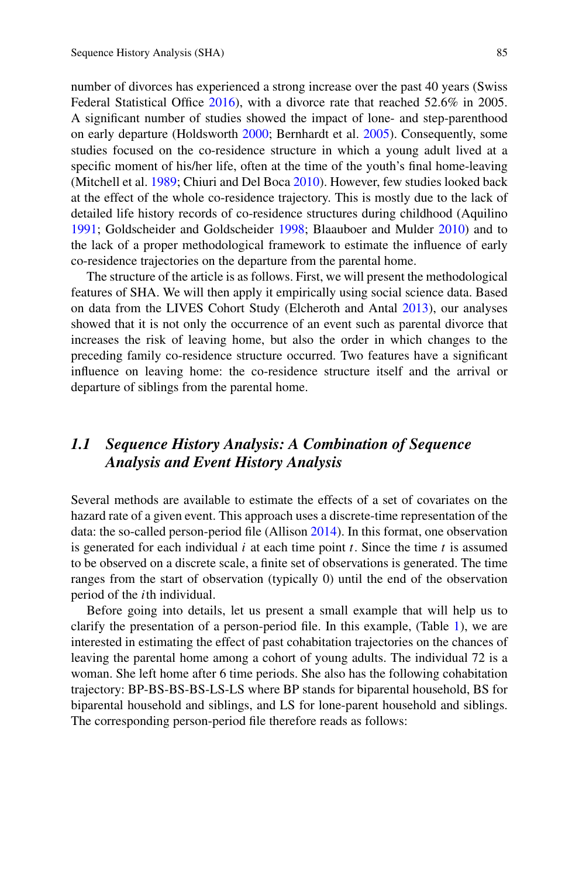number of divorces has experienced a strong increase over the past 40 years (Swiss Federal Statistical Office 2016), with a divorce rate that reached 52.6% in 2005. A significant number of studies showed the impact of lone- and step-parenthood on early departure (Holdsworth 2000; Bernhardt et al. 2005). Consequently, some studies focused on the co-residence structure in which a young adult lived at a specific moment of his/her life, often at the time of the youth's final home-leaving (Mitchell et al. 1989; Chiuri and Del Boca 2010). However, few studies looked back at the effect of the whole co-residence trajectory. This is mostly due to the lack of detailed life history records of co-residence structures during childhood (Aquilino 1991; Goldscheider and Goldscheider 1998; Blaauboer and Mulder 2010) and to the lack of a proper methodological framework to estimate the influence of early co-residence trajectories on the departure from the parental home.

The structure of the article is as follows. First, we will present the methodological features of SHA. We will then apply it empirically using social science data. Based on data from the LIVES Cohort Study (Elcheroth and Antal 2013), our analyses showed that it is not only the occurrence of an event such as parental divorce that increases the risk of leaving home, but also the order in which changes to the preceding family co-residence structure occurred. Two features have a significant influence on leaving home: the co-residence structure itself and the arrival or departure of siblings from the parental home.

## 1.1 Sequence History Analysis: A Combination of Sequence Analysis and Event History Analysis

Several methods are available to estimate the effects of a set of covariates on the hazard rate of a given event. This approach uses a discrete-time representation of the data: the so-called person-period file (Allison 2014). In this format, one observation is generated for each individual $i$ at each time point $t$. Since the time $t$ is assumed to be observed on a discrete scale, a finite set of observations is generated. The time ranges from the start of observation (typically 0) until the end of the observation period of the $i$th individual.

Before going into details, let us present a small example that will help us to clarify the presentation of a person-period file. In this example, (Table 1), we are interested in estimating the effect of past cohabitation trajectories on the chances of leaving the parental home among a cohort of young adults. The individual 72 is a woman. She left home after 6 time periods. She also has the following cohabitation trajectory: BP-BS-BS-BS-LS-LS where BP stands for biparental household, BS for biparental household and siblings, and LS for lone-parent household and siblings. The corresponding person-period file therefore reads as follows: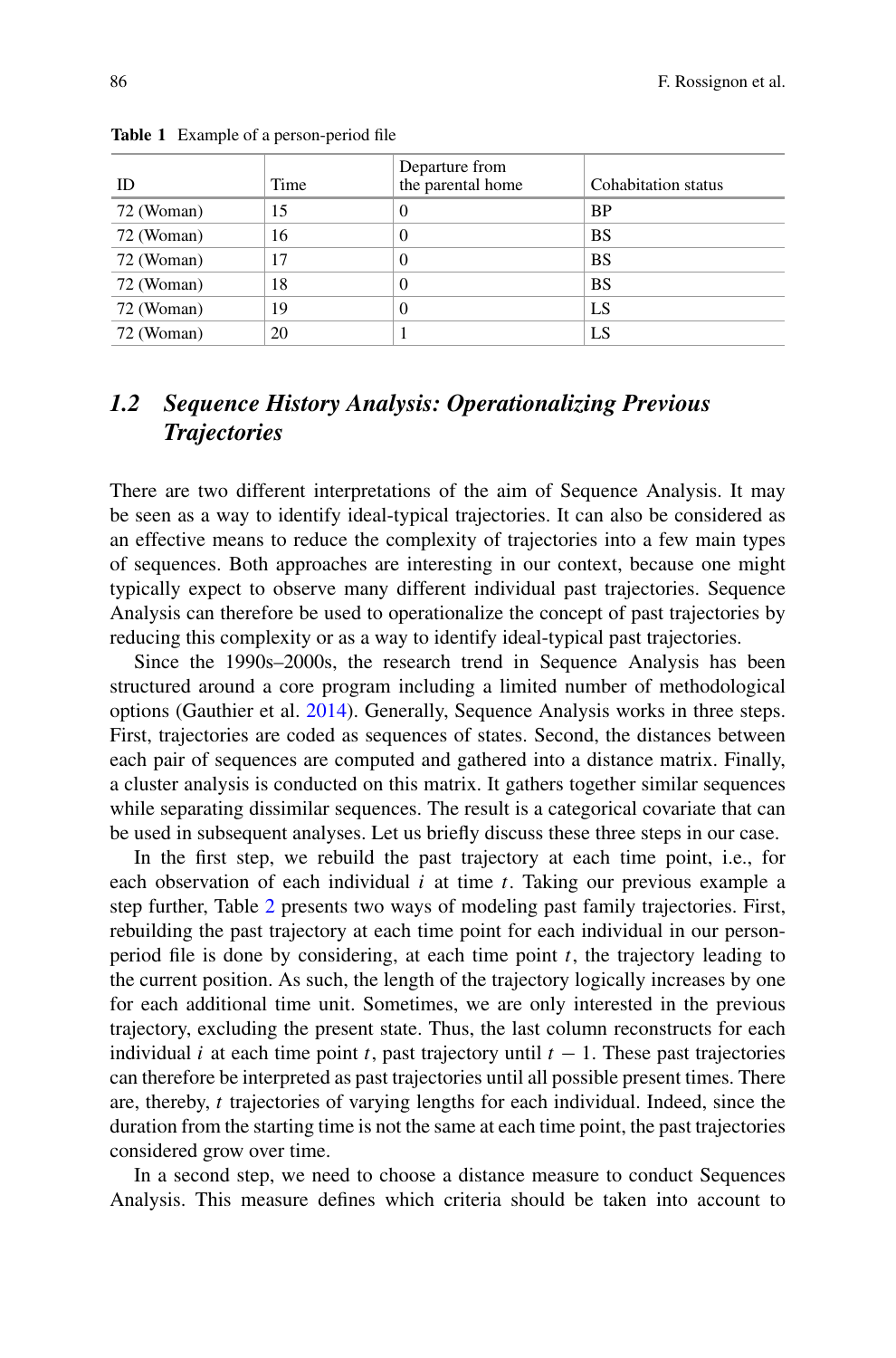**Table 1** Example of a person-period file

| ID | Time | Departure from the parental home | Cohabitation status |
|---|---|---|---|
| 72 (Woman) | 15 | 0 | BP |
| 72 (Woman) | 16 | 0 | BS |
| 72 (Woman) | 17 | 0 | BS |
| 72 (Woman) | 18 | 0 | BS |
| 72 (Woman) | 19 | 0 | LS |
| 72 (Woman) | 20 | 1 | LS |

## *1.2 Sequence History Analysis: Operationalizing Previous Trajectories*

There are two different interpretations of the aim of Sequence Analysis. It may be seen as a way to identify ideal-typical trajectories. It can also be considered as an effective means to reduce the complexity of trajectories into a few main types of sequences. Both approaches are interesting in our context, because one might typically expect to observe many different individual past trajectories. Sequence Analysis can therefore be used to operationalize the concept of past trajectories by reducing this complexity or as a way to identify ideal-typical past trajectories.

Since the 1990s–2000s, the research trend in Sequence Analysis has been structured around a core program including a limited number of methodological options (Gauthier et al. 2014). Generally, Sequence Analysis works in three steps. First, trajectories are coded as sequences of states. Second, the distances between each pair of sequences are computed and gathered into a distance matrix. Finally, a cluster analysis is conducted on this matrix. It gathers together similar sequences while separating dissimilar sequences. The result is a categorical covariate that can be used in subsequent analyses. Let us briefly discuss these three steps in our case.

In the first step, we rebuild the past trajectory at each time point, i.e., for each observation of each individual $i$ at time $t$. Taking our previous example a step further, Table 2 presents two ways of modeling past family trajectories. First, rebuilding the past trajectory at each time point for each individual in our person-period file is done by considering, at each time point $t$, the trajectory leading to the current position. As such, the length of the trajectory logically increases by one for each additional time unit. Sometimes, we are only interested in the previous trajectory, excluding the present state. Thus, the last column reconstructs for each individual $i$ at each time point $t$, past trajectory until $t - 1$. These past trajectories can therefore be interpreted as past trajectories until all possible present times. There are, thereby, $t$ trajectories of varying lengths for each individual. Indeed, since the duration from the starting time is not the same at each time point, the past trajectories considered grow over time.

In a second step, we need to choose a distance measure to conduct Sequences Analysis. This measure defines which criteria should be taken into account to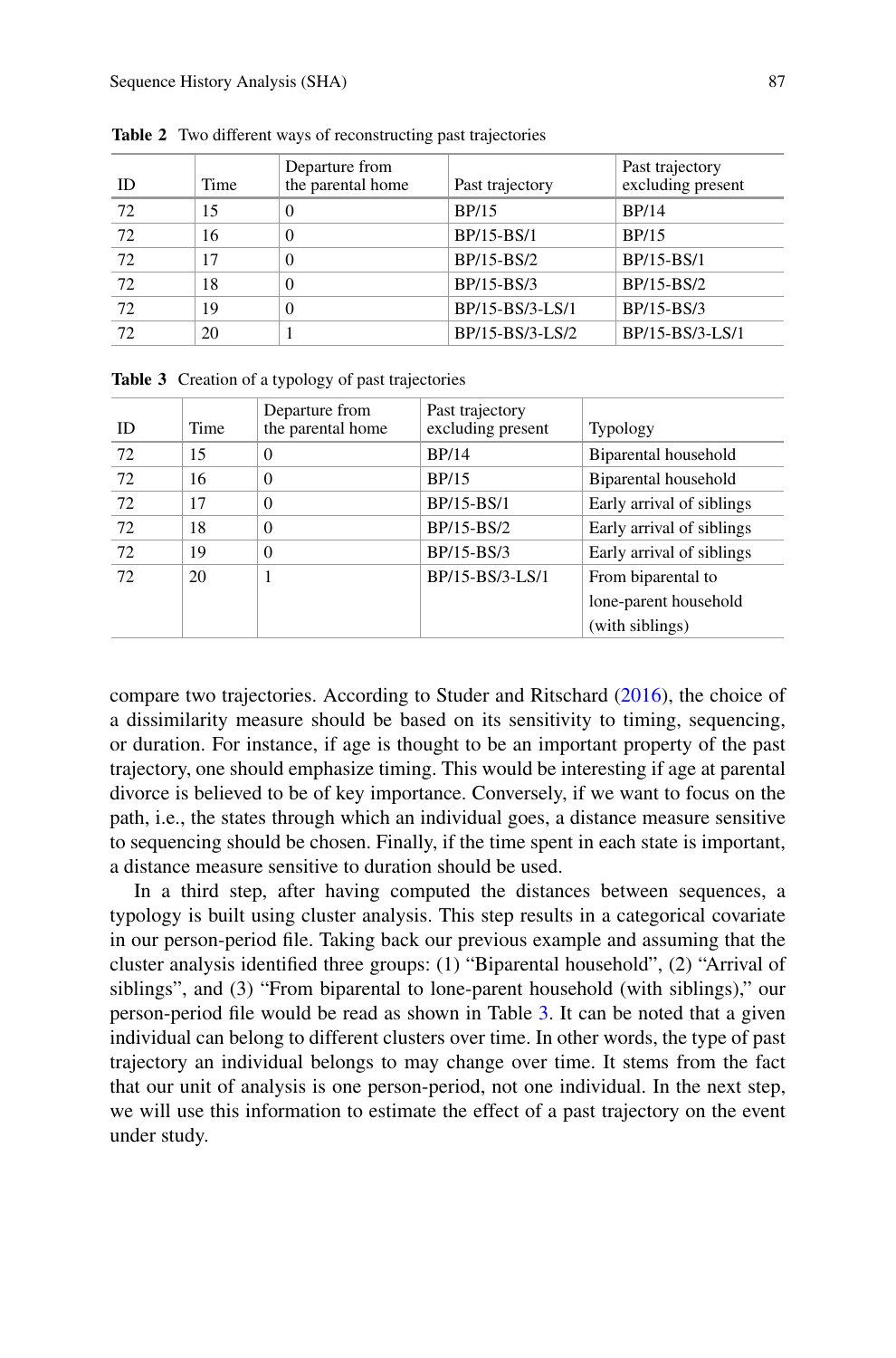**Table 2** Two different ways of reconstructing past trajectories

| ID | Time | Departure from the parental home | Past trajectory | Past trajectory excluding present |
|---|---|---|---|---|
| 72 | 15 | 0 | BP/15 | BP/14 |
| 72 | 16 | 0 | BP/15-BS/1 | BP/15 |
| 72 | 17 | 0 | BP/15-BS/2 | BP/15-BS/1 |
| 72 | 18 | 0 | BP/15-BS/3 | BP/15-BS/2 |
| 72 | 19 | 0 | BP/15-BS/3-LS/1 | BP/15-BS/3 |
| 72 | 20 | 1 | BP/15-BS/3-LS/2 | BP/15-BS/3-LS/1 |

**Table 3** Creation of a typology of past trajectories

| ID | Time | Departure from the parental home | Past trajectory excluding present | Typology |
|---|---|---|---|---|
| 72 | 15 | 0 | BP/14 | Biparental household |
| 72 | 16 | 0 | BP/15 | Biparental household |
| 72 | 17 | 0 | BP/15-BS/1 | Early arrival of siblings |
| 72 | 18 | 0 | BP/15-BS/2 | Early arrival of siblings |
| 72 | 19 | 0 | BP/15-BS/3 | Early arrival of siblings |
| 72 | 20 | 1 | BP/15-BS/3-LS/1 | From biparental to lone-parent household (with siblings) |

compare two trajectories. According to Studer and Ritschard (2016), the choice of a dissimilarity measure should be based on its sensitivity to timing, sequencing, or duration. For instance, if age is thought to be an important property of the past trajectory, one should emphasize timing. This would be interesting if age at parental divorce is believed to be of key importance. Conversely, if we want to focus on the path, i.e., the states through which an individual goes, a distance measure sensitive to sequencing should be chosen. Finally, if the time spent in each state is important, a distance measure sensitive to duration should be used.

In a third step, after having computed the distances between sequences, a typology is built using cluster analysis. This step results in a categorical covariate in our person-period file. Taking back our previous example and assuming that the cluster analysis identified three groups: (1) "Biparental household", (2) "Arrival of siblings", and (3) "From biparental to lone-parent household (with siblings)," our person-period file would be read as shown in Table 3. It can be noted that a given individual can belong to different clusters over time. In other words, the type of past trajectory an individual belongs to may change over time. It stems from the fact that our unit of analysis is one person-period, not one individual. In the next step, we will use this information to estimate the effect of a past trajectory on the event under study.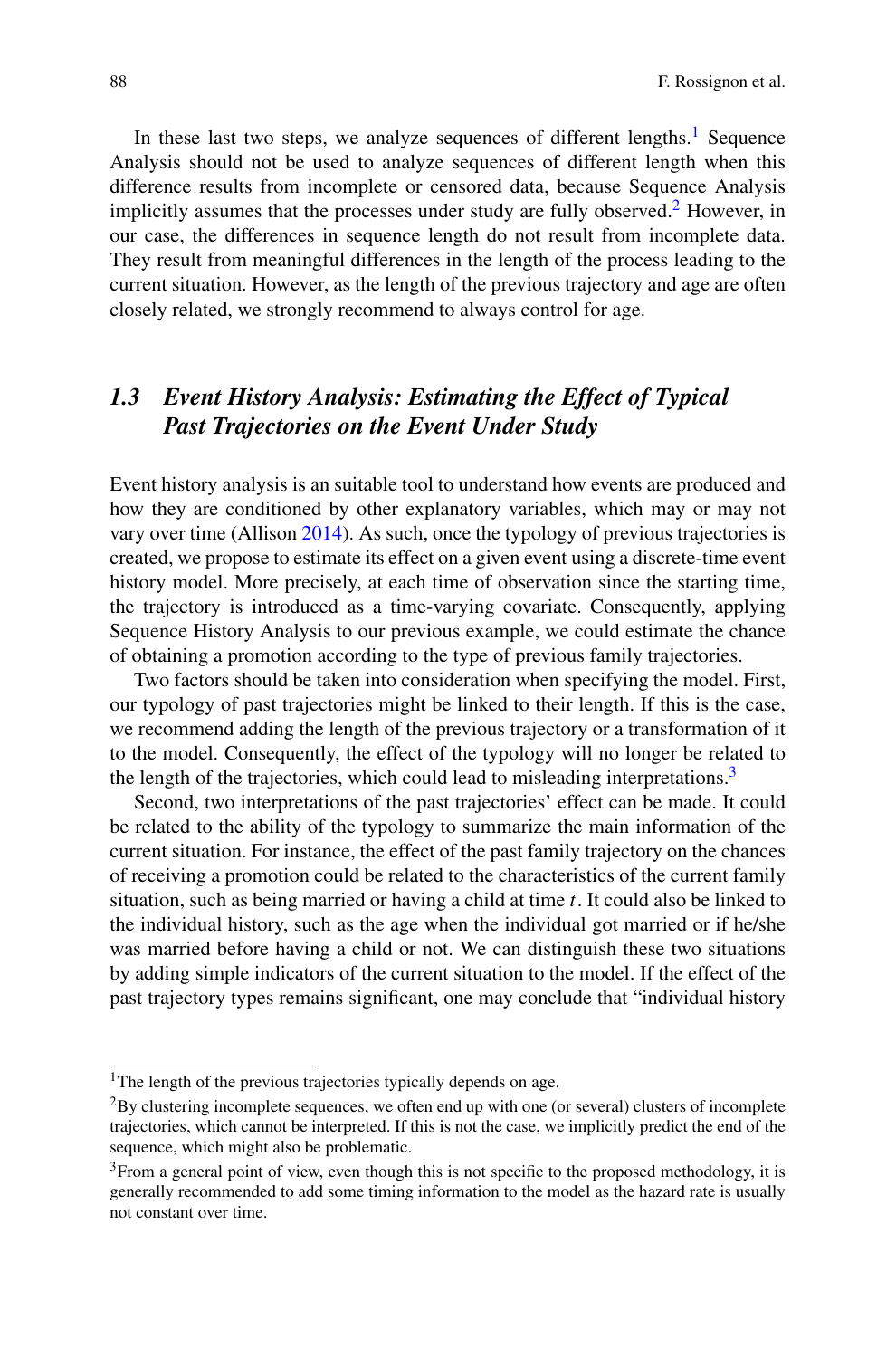In these last two steps, we analyze sequences of different lengths.[1] Sequence Analysis should not be used to analyze sequences of different length when this difference results from incomplete or censored data, because Sequence Analysis implicitly assumes that the processes under study are fully observed.[2] However, in our case, the differences in sequence length do not result from incomplete data. They result from meaningful differences in the length of the process leading to the current situation. However, as the length of the previous trajectory and age are often closely related, we strongly recommend to always control for age.

### *1.3 Event History Analysis: Estimating the Effect of Typical Past Trajectories on the Event Under Study*

Event history analysis is an suitable tool to understand how events are produced and how they are conditioned by other explanatory variables, which may or may not vary over time (Allison 2014). As such, once the typology of previous trajectories is created, we propose to estimate its effect on a given event using a discrete-time event history model. More precisely, at each time of observation since the starting time, the trajectory is introduced as a time-varying covariate. Consequently, applying Sequence History Analysis to our previous example, we could estimate the chance of obtaining a promotion according to the type of previous family trajectories.

Two factors should be taken into consideration when specifying the model. First, our typology of past trajectories might be linked to their length. If this is the case, we recommend adding the length of the previous trajectory or a transformation of it to the model. Consequently, the effect of the typology will no longer be related to the length of the trajectories, which could lead to misleading interpretations.[3]

Second, two interpretations of the past trajectories' effect can be made. It could be related to the ability of the typology to summarize the main information of the current situation. For instance, the effect of the past family trajectory on the chances of receiving a promotion could be related to the characteristics of the current family situation, such as being married or having a child at time $t$. It could also be linked to the individual history, such as the age when the individual got married or if he/she was married before having a child or not. We can distinguish these two situations by adding simple indicators of the current situation to the model. If the effect of the past trajectory types remains significant, one may conclude that "individual history

---

[1] The length of the previous trajectories typically depends on age.

[2] By clustering incomplete sequences, we often end up with one (or several) clusters of incomplete trajectories, which cannot be interpreted. If this is not the case, we implicitly predict the end of the sequence, which might also be problematic.

[3] From a general point of view, even though this is not specific to the proposed methodology, it is generally recommended to add some timing information to the model as the hazard rate is usually not constant over time.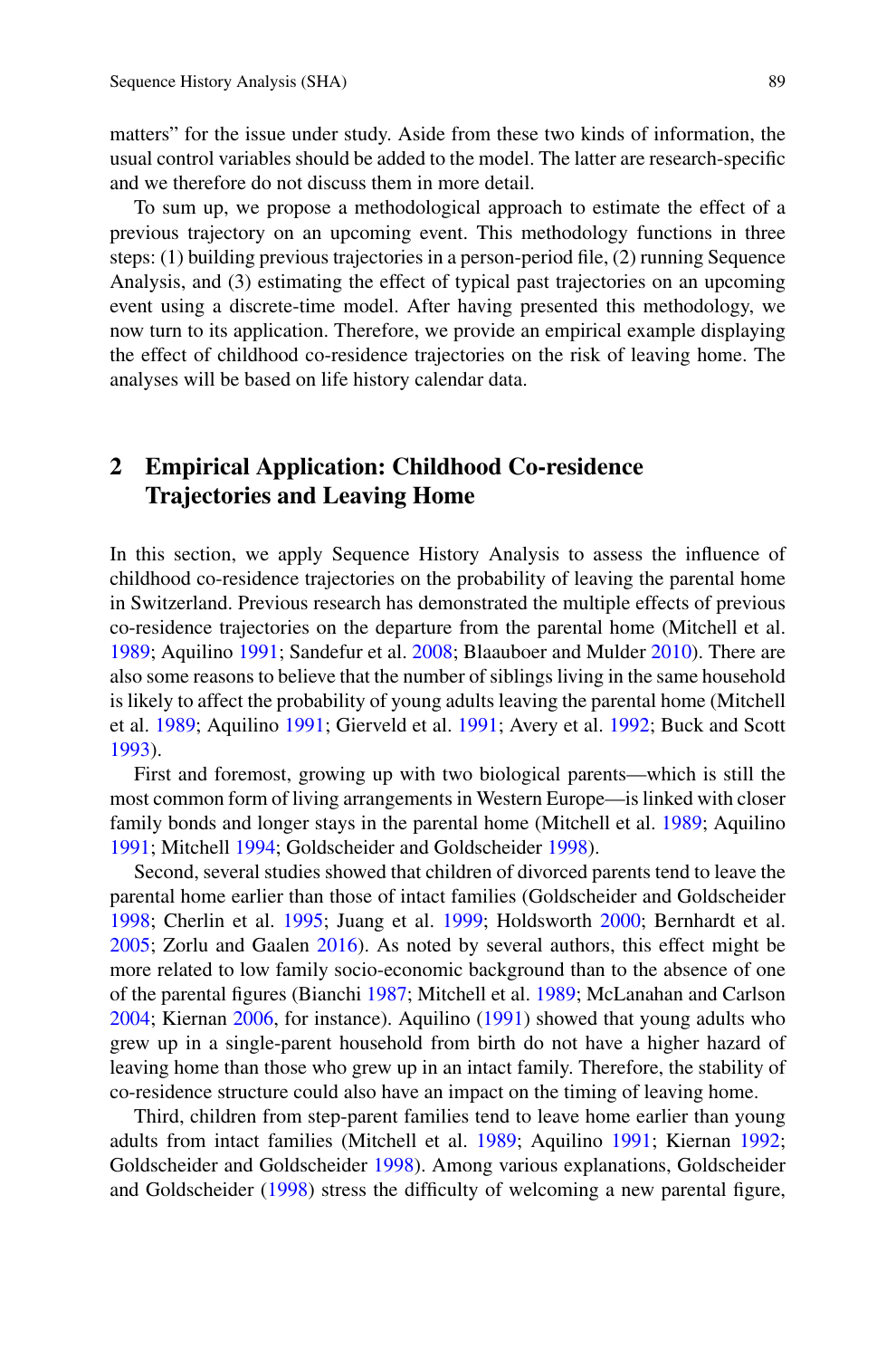matters" for the issue under study. Aside from these two kinds of information, the usual control variables should be added to the model. The latter are research-specific and we therefore do not discuss them in more detail.

To sum up, we propose a methodological approach to estimate the effect of a previous trajectory on an upcoming event. This methodology functions in three steps: (1) building previous trajectories in a person-period file, (2) running Sequence Analysis, and (3) estimating the effect of typical past trajectories on an upcoming event using a discrete-time model. After having presented this methodology, we now turn to its application. Therefore, we provide an empirical example displaying the effect of childhood co-residence trajectories on the risk of leaving home. The analyses will be based on life history calendar data.

## 2 Empirical Application: Childhood Co-residence Trajectories and Leaving Home

In this section, we apply Sequence History Analysis to assess the influence of childhood co-residence trajectories on the probability of leaving the parental home in Switzerland. Previous research has demonstrated the multiple effects of previous co-residence trajectories on the departure from the parental home (Mitchell et al. 1989; Aquilino 1991; Sandefur et al. 2008; Blaauboer and Mulder 2010). There are also some reasons to believe that the number of siblings living in the same household is likely to affect the probability of young adults leaving the parental home (Mitchell et al. 1989; Aquilino 1991; Gierveld et al. 1991; Avery et al. 1992; Buck and Scott 1993).

First and foremost, growing up with two biological parents—which is still the most common form of living arrangements in Western Europe—is linked with closer family bonds and longer stays in the parental home (Mitchell et al. 1989; Aquilino 1991; Mitchell 1994; Goldscheider and Goldscheider 1998).

Second, several studies showed that children of divorced parents tend to leave the parental home earlier than those of intact families (Goldscheider and Goldscheider 1998; Cherlin et al. 1995; Juang et al. 1999; Holdsworth 2000; Bernhardt et al. 2005; Zorlu and Gaalen 2016). As noted by several authors, this effect might be more related to low family socio-economic background than to the absence of one of the parental figures (Bianchi 1987; Mitchell et al. 1989; McLanahan and Carlson 2004; Kiernan 2006, for instance). Aquilino (1991) showed that young adults who grew up in a single-parent household from birth do not have a higher hazard of leaving home than those who grew up in an intact family. Therefore, the stability of co-residence structure could also have an impact on the timing of leaving home.

Third, children from step-parent families tend to leave home earlier than young adults from intact families (Mitchell et al. 1989; Aquilino 1991; Kiernan 1992; Goldscheider and Goldscheider 1998). Among various explanations, Goldscheider and Goldscheider (1998) stress the difficulty of welcoming a new parental figure,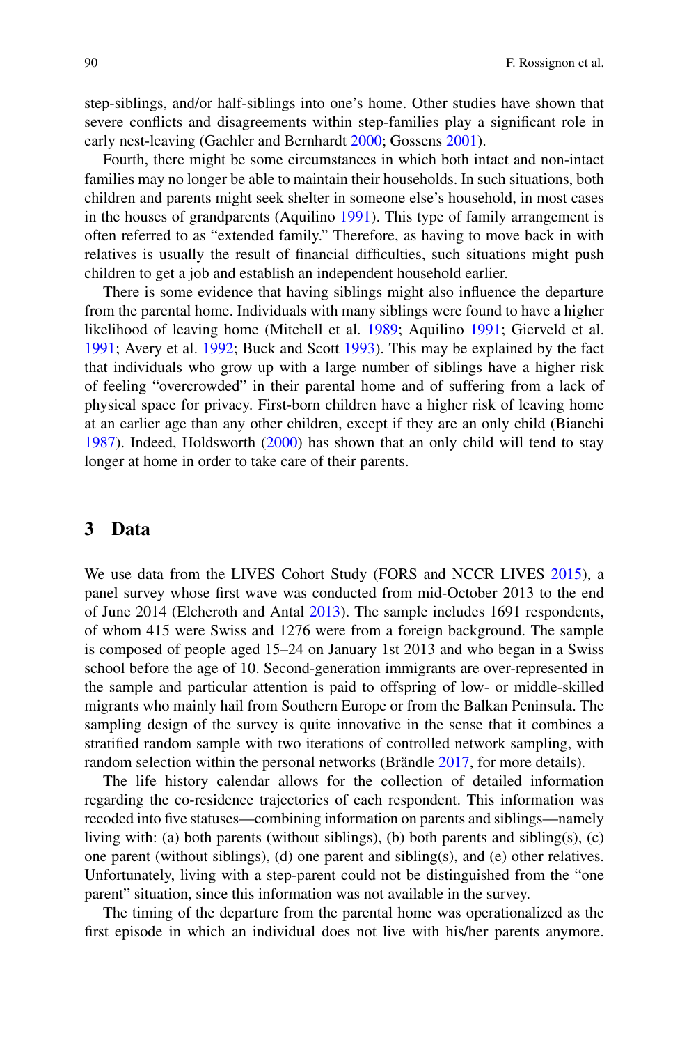step-siblings, and/or half-siblings into one's home. Other studies have shown that severe conflicts and disagreements within step-families play a significant role in early nest-leaving (Gaehler and Bernhardt 2000; Gossens 2001).

Fourth, there might be some circumstances in which both intact and non-intact families may no longer be able to maintain their households. In such situations, both children and parents might seek shelter in someone else's household, in most cases in the houses of grandparents (Aquilino 1991). This type of family arrangement is often referred to as "extended family." Therefore, as having to move back in with relatives is usually the result of financial difficulties, such situations might push children to get a job and establish an independent household earlier.

There is some evidence that having siblings might also influence the departure from the parental home. Individuals with many siblings were found to have a higher likelihood of leaving home (Mitchell et al. 1989; Aquilino 1991; Gierveld et al. 1991; Avery et al. 1992; Buck and Scott 1993). This may be explained by the fact that individuals who grow up with a large number of siblings have a higher risk of feeling "overcrowded" in their parental home and of suffering from a lack of physical space for privacy. First-born children have a higher risk of leaving home at an earlier age than any other children, except if they are an only child (Bianchi 1987). Indeed, Holdsworth (2000) has shown that an only child will tend to stay longer at home in order to take care of their parents.

## 3 Data

We use data from the LIVES Cohort Study (FORS and NCCR LIVES 2015), a panel survey whose first wave was conducted from mid-October 2013 to the end of June 2014 (Elcheroth and Antal 2013). The sample includes 1691 respondents, of whom 415 were Swiss and 1276 were from a foreign background. The sample is composed of people aged 15–24 on January 1st 2013 and who began in a Swiss school before the age of 10. Second-generation immigrants are over-represented in the sample and particular attention is paid to offspring of low- or middle-skilled migrants who mainly hail from Southern Europe or from the Balkan Peninsula. The sampling design of the survey is quite innovative in the sense that it combines a stratified random sample with two iterations of controlled network sampling, with random selection within the personal networks (Brändle 2017, for more details).

The life history calendar allows for the collection of detailed information regarding the co-residence trajectories of each respondent. This information was recoded into five statuses—combining information on parents and siblings—namely living with: (a) both parents (without siblings), (b) both parents and sibling(s), (c) one parent (without siblings), (d) one parent and sibling(s), and (e) other relatives. Unfortunately, living with a step-parent could not be distinguished from the "one parent" situation, since this information was not available in the survey.

The timing of the departure from the parental home was operationalized as the first episode in which an individual does not live with his/her parents anymore.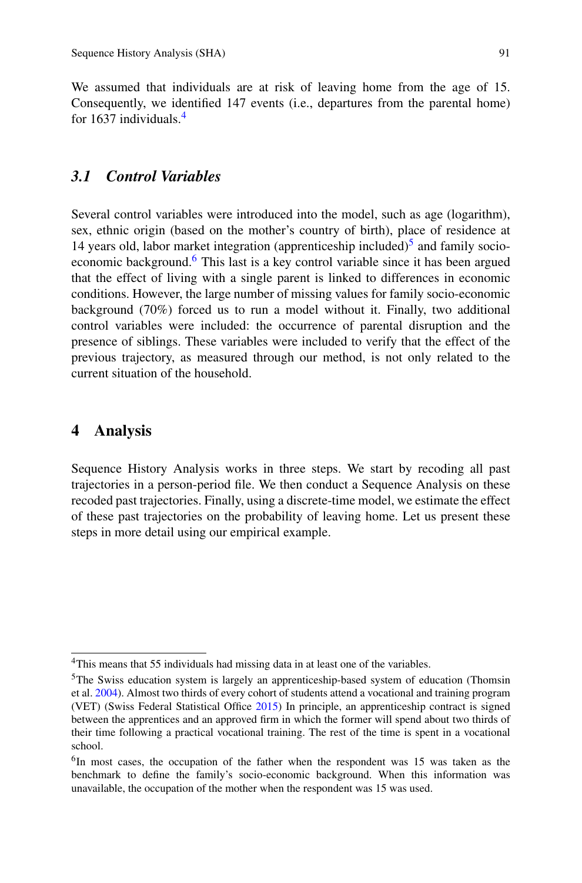We assumed that individuals are at risk of leaving home from the age of 15. Consequently, we identified 147 events (i.e., departures from the parental home) for 1637 individuals.[4]

### *3.1 Control Variables*

Several control variables were introduced into the model, such as age (logarithm), sex, ethnic origin (based on the mother's country of birth), place of residence at 14 years old, labor market integration (apprenticeship included)[5] and family socio-economic background.[6] This last is a key control variable since it has been argued that the effect of living with a single parent is linked to differences in economic conditions. However, the large number of missing values for family socio-economic background (70%) forced us to run a model without it. Finally, two additional control variables were included: the occurrence of parental disruption and the presence of siblings. These variables were included to verify that the effect of the previous trajectory, as measured through our method, is not only related to the current situation of the household.

## 4 Analysis

Sequence History Analysis works in three steps. We start by recoding all past trajectories in a person-period file. We then conduct a Sequence Analysis on these recoded past trajectories. Finally, using a discrete-time model, we estimate the effect of these past trajectories on the probability of leaving home. Let us present these steps in more detail using our empirical example.

---

[4] This means that 55 individuals had missing data in at least one of the variables.

[5] The Swiss education system is largely an apprenticeship-based system of education (Thomsin et al. 2004). Almost two thirds of every cohort of students attend a vocational and training program (VET) (Swiss Federal Statistical Office 2015) In principle, an apprenticeship contract is signed between the apprentices and an approved firm in which the former will spend about two thirds of their time following a practical vocational training. The rest of the time is spent in a vocational school.

[6] In most cases, the occupation of the father when the respondent was 15 was taken as the benchmark to define the family's socio-economic background. When this information was unavailable, the occupation of the mother when the respondent was 15 was used.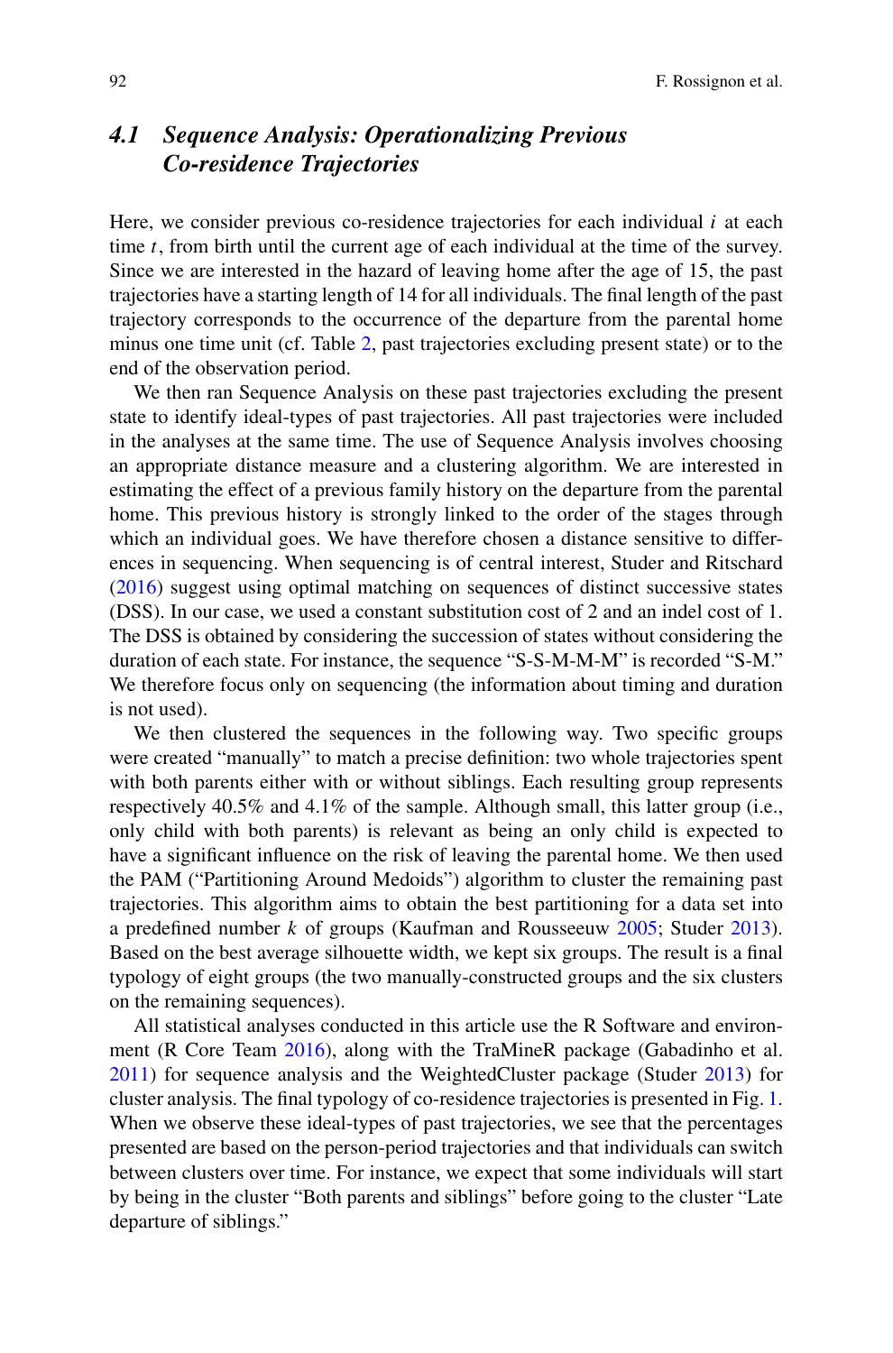### 4.1 *Sequence Analysis: Operationalizing Previous Co-residence Trajectories*

Here, we consider previous co-residence trajectories for each individual $i$ at each time $t$, from birth until the current age of each individual at the time of the survey. Since we are interested in the hazard of leaving home after the age of 15, the past trajectories have a starting length of 14 for all individuals. The final length of the past trajectory corresponds to the occurrence of the departure from the parental home minus one time unit (cf. Table 2, past trajectories excluding present state) or to the end of the observation period.

We then ran Sequence Analysis on these past trajectories excluding the present state to identify ideal-types of past trajectories. All past trajectories were included in the analyses at the same time. The use of Sequence Analysis involves choosing an appropriate distance measure and a clustering algorithm. We are interested in estimating the effect of a previous family history on the departure from the parental home. This previous history is strongly linked to the order of the stages through which an individual goes. We have therefore chosen a distance sensitive to differences in sequencing. When sequencing is of central interest, Studer and Ritschard (2016) suggest using optimal matching on sequences of distinct successive states (DSS). In our case, we used a constant substitution cost of 2 and an indel cost of 1. The DSS is obtained by considering the succession of states without considering the duration of each state. For instance, the sequence "S-S-M-M-M" is recorded "S-M." We therefore focus only on sequencing (the information about timing and duration is not used).

We then clustered the sequences in the following way. Two specific groups were created "manually" to match a precise definition: two whole trajectories spent with both parents either with or without siblings. Each resulting group represents respectively 40.5% and 4.1% of the sample. Although small, this latter group (i.e., only child with both parents) is relevant as being an only child is expected to have a significant influence on the risk of leaving the parental home. We then used the PAM ("Partitioning Around Medoids") algorithm to cluster the remaining past trajectories. This algorithm aims to obtain the best partitioning for a data set into a predefined number $k$ of groups (Kaufman and Rousseeuw 2005; Studer 2013). Based on the best average silhouette width, we kept six groups. The result is a final typology of eight groups (the two manually-constructed groups and the six clusters on the remaining sequences).

All statistical analyses conducted in this article use the R Software and environment (R Core Team 2016), along with the TraMineR package (Gabadinho et al. 2011) for sequence analysis and the WeightedCluster package (Studer 2013) for cluster analysis. The final typology of co-residence trajectories is presented in Fig. 1. When we observe these ideal-types of past trajectories, we see that the percentages presented are based on the person-period trajectories and that individuals can switch between clusters over time. For instance, we expect that some individuals will start by being in the cluster "Both parents and siblings" before going to the cluster "Late departure of siblings."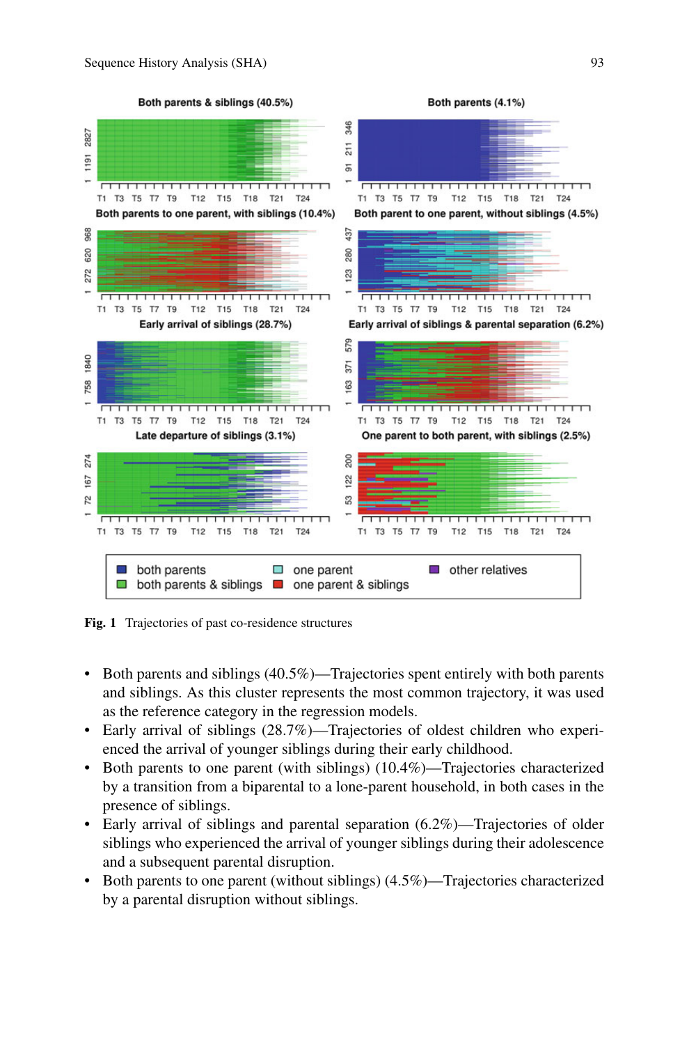Fig. 1 Trajectories of past co-residence structures

- Both parents and siblings (40.5%)—Trajectories spent entirely with both parents and siblings. As this cluster represents the most common trajectory, it was used as the reference category in the regression models.
- Early arrival of siblings (28.7%)—Trajectories of oldest children who experienced the arrival of younger siblings during their early childhood.
- Both parents to one parent (with siblings) (10.4%)—Trajectories characterized by a transition from a biparental to a lone-parent household, in both cases in the presence of siblings.
- Early arrival of siblings and parental separation (6.2%)—Trajectories of older siblings who experienced the arrival of younger siblings during their adolescence and a subsequent parental disruption.
- Both parents to one parent (without siblings) (4.5%)—Trajectories characterized by a parental disruption without siblings.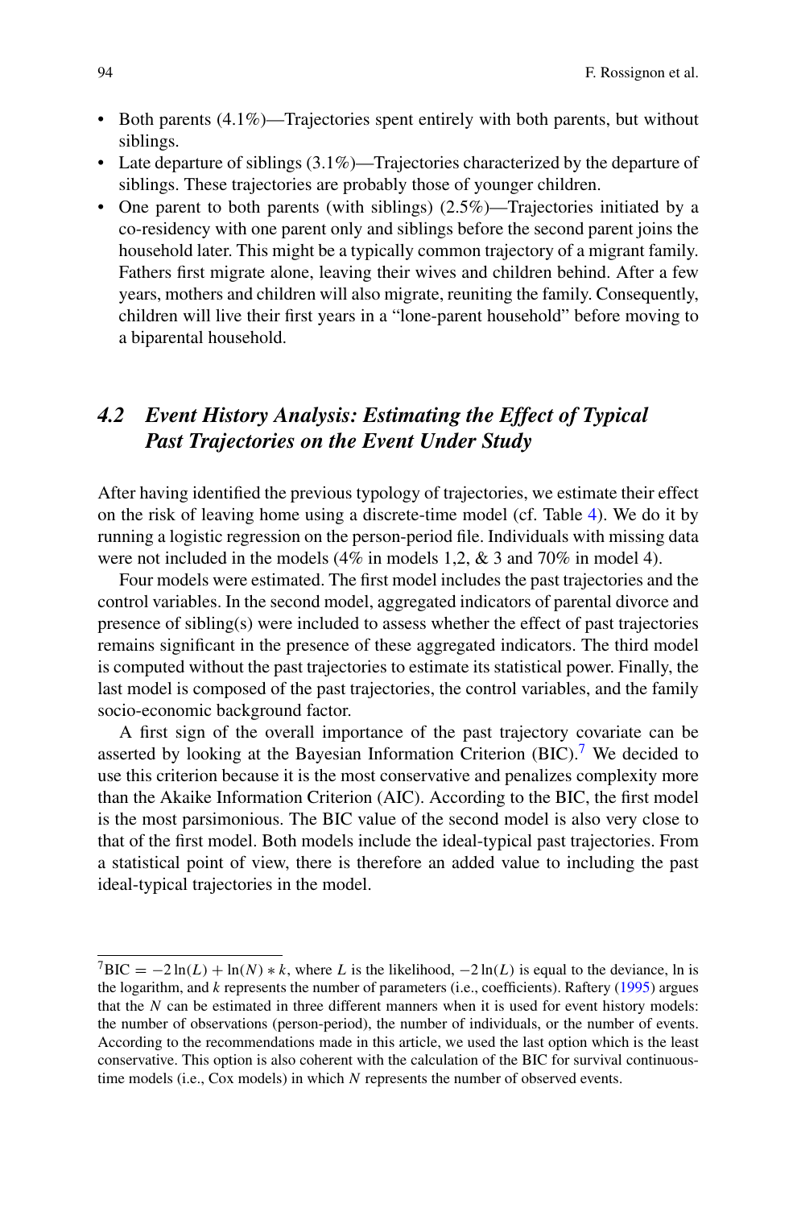- Both parents (4.1%)—Trajectories spent entirely with both parents, but without siblings.
- Late departure of siblings (3.1%)—Trajectories characterized by the departure of siblings. These trajectories are probably those of younger children.
- One parent to both parents (with siblings) (2.5%)—Trajectories initiated by a co-residency with one parent only and siblings before the second parent joins the household later. This might be a typically common trajectory of a migrant family. Fathers first migrate alone, leaving their wives and children behind. After a few years, mothers and children will also migrate, reuniting the family. Consequently, children will live their first years in a "lone-parent household" before moving to a biparental household.

## *4.2 Event History Analysis: Estimating the Effect of Typical Past Trajectories on the Event Under Study*

After having identified the previous typology of trajectories, we estimate their effect on the risk of leaving home using a discrete-time model (cf. Table 4). We do it by running a logistic regression on the person-period file. Individuals with missing data were not included in the models (4% in models 1,2, & 3 and 70% in model 4).

Four models were estimated. The first model includes the past trajectories and the control variables. In the second model, aggregated indicators of parental divorce and presence of sibling(s) were included to assess whether the effect of past trajectories remains significant in the presence of these aggregated indicators. The third model is computed without the past trajectories to estimate its statistical power. Finally, the last model is composed of the past trajectories, the control variables, and the family socio-economic background factor.

A first sign of the overall importance of the past trajectory covariate can be asserted by looking at the Bayesian Information Criterion (BIC).[7] We decided to use this criterion because it is the most conservative and penalizes complexity more than the Akaike Information Criterion (AIC). According to the BIC, the first model is the most parsimonious. The BIC value of the second model is also very close to that of the first model. Both models include the ideal-typical past trajectories. From a statistical point of view, there is therefore an added value to including the past ideal-typical trajectories in the model.

---

[7] $BIC = -2\ln(L) + \ln(N) * k$, where $L$ is the likelihood, $-2\ln(L)$ is equal to the deviance, ln is the logarithm, and $k$ represents the number of parameters (i.e., coefficients). Raftery (1995) argues that the $N$ can be estimated in three different manners when it is used for event history models: the number of observations (person-period), the number of individuals, or the number of events. According to the recommendations made in this article, we used the last option which is the least conservative. This option is also coherent with the calculation of the BIC for survival continuous-time models (i.e., Cox models) in which $N$ represents the number of observed events.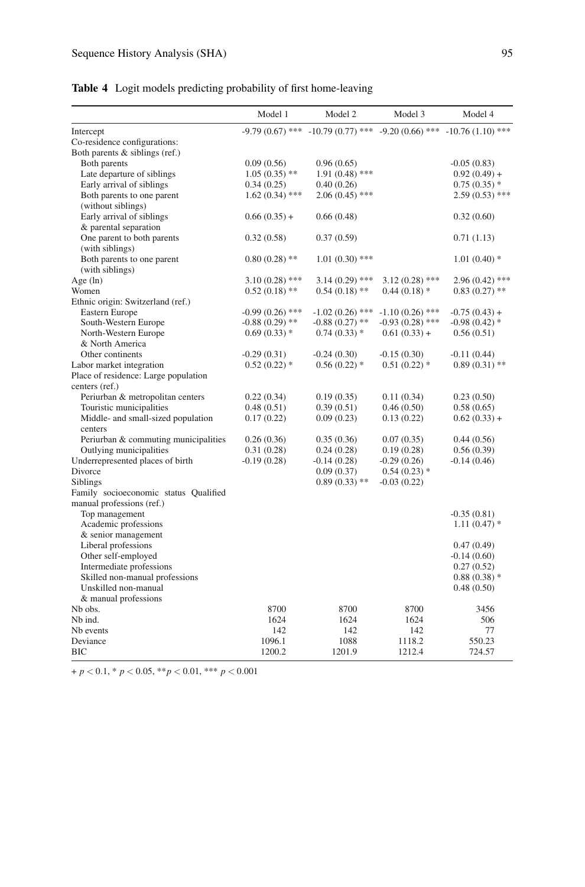**Table 4** Logit models predicting probability of first home-leaving

| | Model 1 | Model 2 | Model 3 | Model 4 |
|---|---|---|---|---|
| Intercept | -9.79 (0.67) *** | -10.79 (0.77) *** | -9.20 (0.66) *** | -10.76 (1.10) *** |
| Co-residence configurations: | | | | |
| Both parents & siblings (ref.) | | | | |
| Both parents | 0.09 (0.56) | 0.96 (0.65) | | -0.05 (0.83) |
| Late departure of siblings | 1.05 (0.35) ** | 1.91 (0.48) *** | | 0.92 (0.49) + |
| Early arrival of siblings | 0.34 (0.25) | 0.40 (0.26) | | 0.75 (0.35) * |
| Both parents to one parent (without siblings) | 1.62 (0.34) *** | 2.06 (0.45) *** | | 2.59 (0.53) *** |
| Early arrival of siblings & parental separation | 0.66 (0.35) + | 0.66 (0.48) | | 0.32 (0.60) |
| One parent to both parents (with siblings) | 0.32 (0.58) | 0.37 (0.59) | | 0.71 (1.13) |
| Both parents to one parent (with siblings) | 0.80 (0.28) ** | 1.01 (0.30) *** | | 1.01 (0.40) * |
| Age (ln) | 3.10 (0.28) *** | 3.14 (0.29) *** | 3.12 (0.28) *** | 2.96 (0.42) *** |
| Women | 0.52 (0.18) ** | 0.54 (0.18) ** | 0.44 (0.18) * | 0.83 (0.27) ** |
| Ethnic origin: Switzerland (ref.) | | | | |
| Eastern Europe | -0.99 (0.26) *** | -1.02 (0.26) *** | -1.10 (0.26) *** | -0.75 (0.43) + |
| South-Western Europe | -0.88 (0.29) ** | -0.88 (0.27) ** | -0.93 (0.28) *** | -0.98 (0.42) * |
| North-Western Europe & North America | 0.69 (0.33) * | 0.74 (0.33) * | 0.61 (0.33) + | 0.56 (0.51) |
| Other continents | -0.29 (0.31) | -0.24 (0.30) | -0.15 (0.30) | -0.11 (0.44) |
| Labor market integration | 0.52 (0.22) * | 0.56 (0.22) * | 0.51 (0.22) * | 0.89 (0.31) ** |
| Place of residence: Large population centers (ref.) | | | | |
| Periurban & metropolitan centers | 0.22 (0.34) | 0.19 (0.35) | 0.11 (0.34) | 0.23 (0.50) |
| Touristic municipalities | 0.48 (0.51) | 0.39 (0.51) | 0.46 (0.50) | 0.58 (0.65) |
| Middle- and small-sized population centers | 0.17 (0.22) | 0.09 (0.23) | 0.13 (0.22) | 0.62 (0.33) + |
| Periurban & commuting municipalities | 0.26 (0.36) | 0.35 (0.36) | 0.07 (0.35) | 0.44 (0.56) |
| Outlying municipalities | 0.31 (0.28) | 0.24 (0.28) | 0.19 (0.28) | 0.56 (0.39) |
| Underrepresented places of birth | -0.19 (0.28) | -0.14 (0.28) | -0.29 (0.26) | -0.14 (0.46) |
| Divorce | | 0.09 (0.37) | 0.54 (0.23) * | |
| Siblings | | 0.89 (0.33) ** | -0.03 (0.22) | |
| Family socioeconomic status Qualified manual professions (ref.) | | | | |
| Top management | | | | -0.35 (0.81) |
| Academic professions & senior management | | | | 1.11 (0.47) * |
| Liberal professions | | | | 0.47 (0.49) |
| Other self-employed | | | | -0.14 (0.60) |
| Intermediate professions | | | | 0.27 (0.52) |
| Skilled non-manual professions | | | | 0.88 (0.38) * |
| Unskilled non-manual & manual professions | | | | 0.48 (0.50) |
| Nb obs. | 8700 | 8700 | 8700 | 3456 |
| Nb ind. | 1624 | 1624 | 1624 | 506 |
| Nb events | 142 | 142 | 142 | 77 |
| Deviance | 1096.1 | 1088 | 1118.2 | 550.23 |
| BIC | 1200.2 | 1201.9 | 1212.4 | 724.57 |

+ $p < 0.1$, * $p < 0.05$, ** $p < 0.01$, *** $p < 0.001$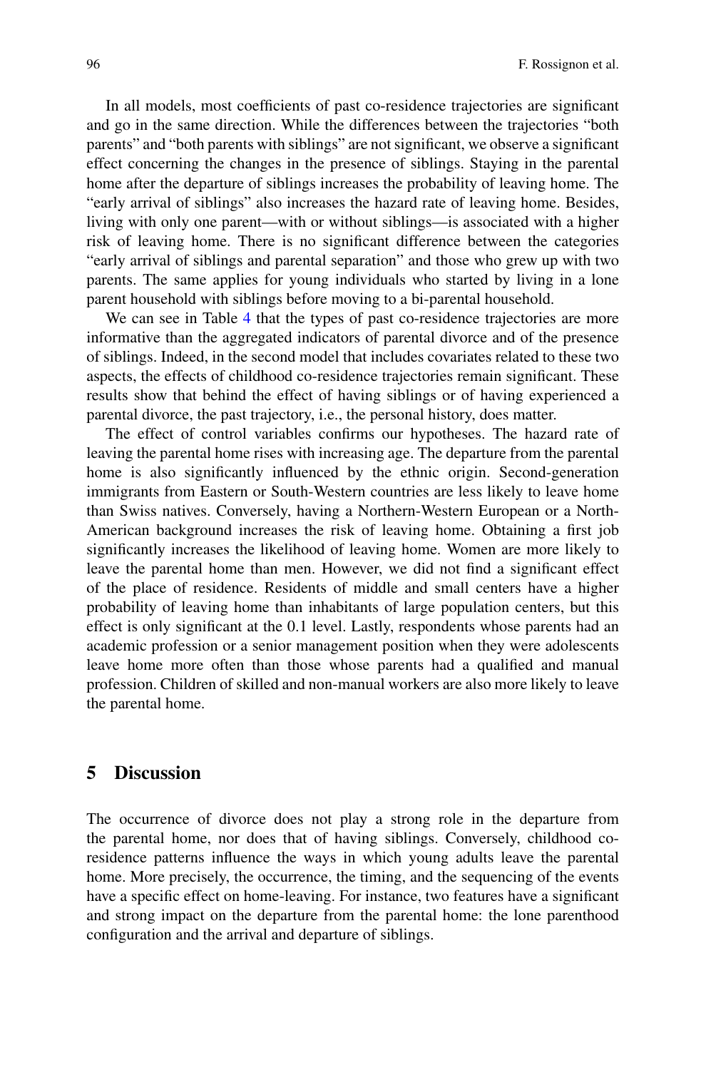In all models, most coefficients of past co-residence trajectories are significant and go in the same direction. While the differences between the trajectories "both parents" and "both parents with siblings" are not significant, we observe a significant effect concerning the changes in the presence of siblings. Staying in the parental home after the departure of siblings increases the probability of leaving home. The "early arrival of siblings" also increases the hazard rate of leaving home. Besides, living with only one parent—with or without siblings—is associated with a higher risk of leaving home. There is no significant difference between the categories "early arrival of siblings and parental separation" and those who grew up with two parents. The same applies for young individuals who started by living in a lone parent household with siblings before moving to a bi-parental household.

We can see in Table 4 that the types of past co-residence trajectories are more informative than the aggregated indicators of parental divorce and of the presence of siblings. Indeed, in the second model that includes covariates related to these two aspects, the effects of childhood co-residence trajectories remain significant. These results show that behind the effect of having siblings or of having experienced a parental divorce, the past trajectory, i.e., the personal history, does matter.

The effect of control variables confirms our hypotheses. The hazard rate of leaving the parental home rises with increasing age. The departure from the parental home is also significantly influenced by the ethnic origin. Second-generation immigrants from Eastern or South-Western countries are less likely to leave home than Swiss natives. Conversely, having a Northern-Western European or a North-American background increases the risk of leaving home. Obtaining a first job significantly increases the likelihood of leaving home. Women are more likely to leave the parental home than men. However, we did not find a significant effect of the place of residence. Residents of middle and small centers have a higher probability of leaving home than inhabitants of large population centers, but this effect is only significant at the 0.1 level. Lastly, respondents whose parents had an academic profession or a senior management position when they were adolescents leave home more often than those whose parents had a qualified and manual profession. Children of skilled and non-manual workers are also more likely to leave the parental home.

## 5 Discussion

The occurrence of divorce does not play a strong role in the departure from the parental home, nor does that of having siblings. Conversely, childhood co-residence patterns influence the ways in which young adults leave the parental home. More precisely, the occurrence, the timing, and the sequencing of the events have a specific effect on home-leaving. For instance, two features have a significant and strong impact on the departure from the parental home: the lone parenthood configuration and the arrival and departure of siblings.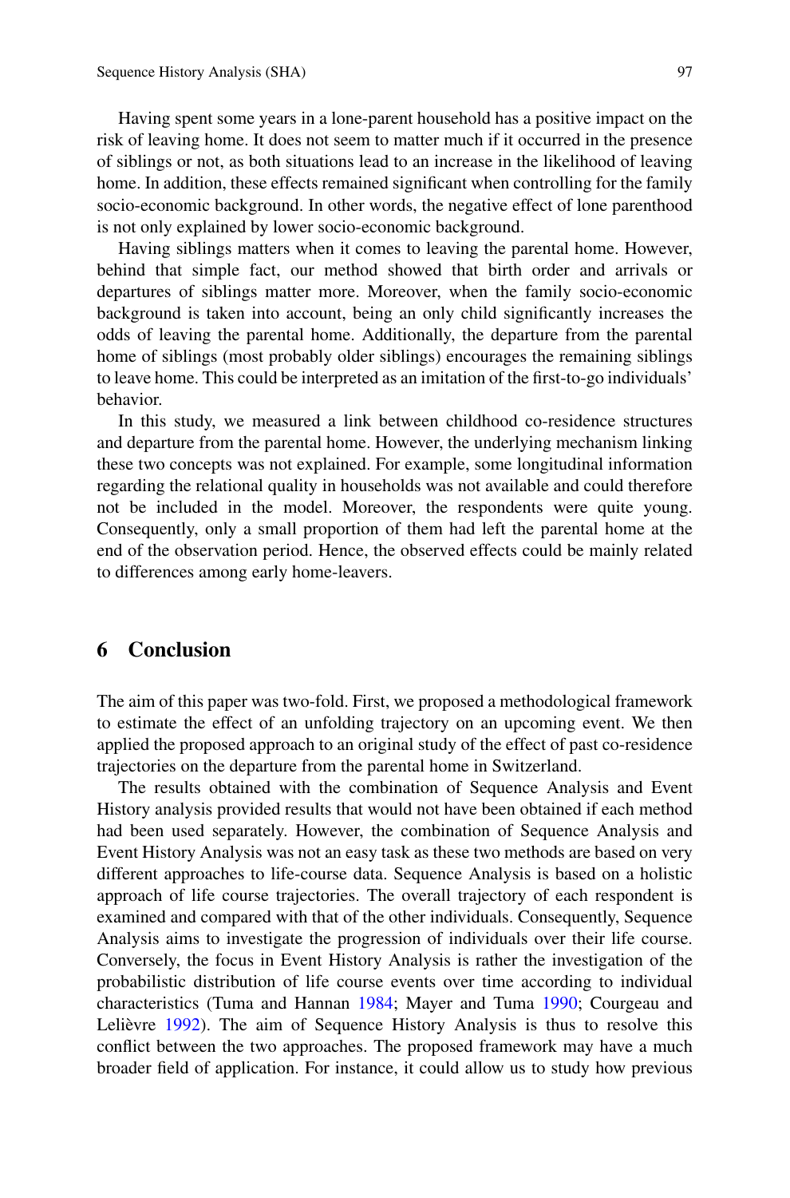Having spent some years in a lone-parent household has a positive impact on the risk of leaving home. It does not seem to matter much if it occurred in the presence of siblings or not, as both situations lead to an increase in the likelihood of leaving home. In addition, these effects remained significant when controlling for the family socio-economic background. In other words, the negative effect of lone parenthood is not only explained by lower socio-economic background.

Having siblings matters when it comes to leaving the parental home. However, behind that simple fact, our method showed that birth order and arrivals or departures of siblings matter more. Moreover, when the family socio-economic background is taken into account, being an only child significantly increases the odds of leaving the parental home. Additionally, the departure from the parental home of siblings (most probably older siblings) encourages the remaining siblings to leave home. This could be interpreted as an imitation of the first-to-go individuals' behavior.

In this study, we measured a link between childhood co-residence structures and departure from the parental home. However, the underlying mechanism linking these two concepts was not explained. For example, some longitudinal information regarding the relational quality in households was not available and could therefore not be included in the model. Moreover, the respondents were quite young. Consequently, only a small proportion of them had left the parental home at the end of the observation period. Hence, the observed effects could be mainly related to differences among early home-leavers.

## 6 Conclusion

The aim of this paper was two-fold. First, we proposed a methodological framework to estimate the effect of an unfolding trajectory on an upcoming event. We then applied the proposed approach to an original study of the effect of past co-residence trajectories on the departure from the parental home in Switzerland.

The results obtained with the combination of Sequence Analysis and Event History analysis provided results that would not have been obtained if each method had been used separately. However, the combination of Sequence Analysis and Event History Analysis was not an easy task as these two methods are based on very different approaches to life-course data. Sequence Analysis is based on a holistic approach of life course trajectories. The overall trajectory of each respondent is examined and compared with that of the other individuals. Consequently, Sequence Analysis aims to investigate the progression of individuals over their life course. Conversely, the focus in Event History Analysis is rather the investigation of the probabilistic distribution of life course events over time according to individual characteristics (Tuma and Hannan 1984; Mayer and Tuma 1990; Courgeau and Lelièvre 1992). The aim of Sequence History Analysis is thus to resolve this conflict between the two approaches. The proposed framework may have a much broader field of application. For instance, it could allow us to study how previous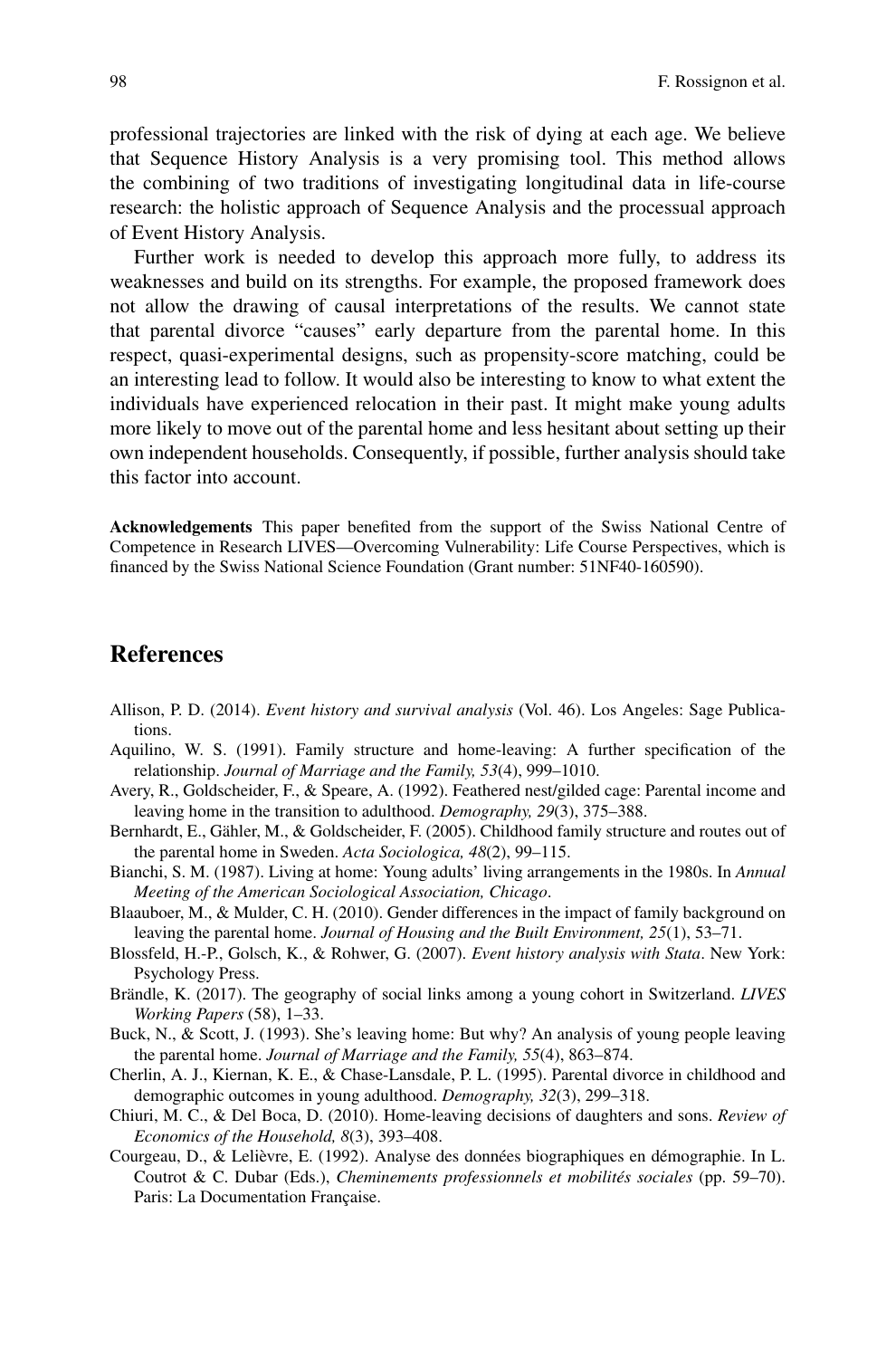professional trajectories are linked with the risk of dying at each age. We believe that Sequence History Analysis is a very promising tool. This method allows the combining of two traditions of investigating longitudinal data in life-course research: the holistic approach of Sequence Analysis and the processual approach of Event History Analysis.

Further work is needed to develop this approach more fully, to address its weaknesses and build on its strengths. For example, the proposed framework does not allow the drawing of causal interpretations of the results. We cannot state that parental divorce "causes" early departure from the parental home. In this respect, quasi-experimental designs, such as propensity-score matching, could be an interesting lead to follow. It would also be interesting to know to what extent the individuals have experienced relocation in their past. It might make young adults more likely to move out of the parental home and less hesitant about setting up their own independent households. Consequently, if possible, further analysis should take this factor into account.

**Acknowledgements** This paper benefited from the support of the Swiss National Centre of Competence in Research LIVES—Overcoming Vulnerability: Life Course Perspectives, which is financed by the Swiss National Science Foundation (Grant number: 51NF40-160590).

## References

Allison, P. D. (2014). *Event history and survival analysis* (Vol. 46). Los Angeles: Sage Publications.

Aquilino, W. S. (1991). Family structure and home-leaving: A further specification of the relationship. *Journal of Marriage and the Family, 53*(4), 999–1010.

Avery, R., Goldscheider, F., & Speare, A. (1992). Feathered nest/gilded cage: Parental income and leaving home in the transition to adulthood. *Demography, 29*(3), 375–388.

Bernhardt, E., Gähler, M., & Goldscheider, F. (2005). Childhood family structure and routes out of the parental home in Sweden. *Acta Sociologica, 48*(2), 99–115.

Bianchi, S. M. (1987). Living at home: Young adults' living arrangements in the 1980s. In *Annual Meeting of the American Sociological Association, Chicago*.

Blaauboer, M., & Mulder, C. H. (2010). Gender differences in the impact of family background on leaving the parental home. *Journal of Housing and the Built Environment, 25*(1), 53–71.

Blossfeld, H.-P., Golsch, K., & Rohwer, G. (2007). *Event history analysis with Stata*. New York: Psychology Press.

Brändle, K. (2017). The geography of social links among a young cohort in Switzerland. *LIVES Working Papers* (58), 1–33.

Buck, N., & Scott, J. (1993). She's leaving home: But why? An analysis of young people leaving the parental home. *Journal of Marriage and the Family, 55*(4), 863–874.

Cherlin, A. J., Kiernan, K. E., & Chase-Lansdale, P. L. (1995). Parental divorce in childhood and demographic outcomes in young adulthood. *Demography, 32*(3), 299–318.

Chiuri, M. C., & Del Boca, D. (2010). Home-leaving decisions of daughters and sons. *Review of Economics of the Household, 8*(3), 393–408.

Courgeau, D., & Lelièvre, E. (1992). Analyse des données biographiques en démographie. In L. Coutrot & C. Dubar (Eds.), *Cheminements professionnels et mobilités sociales* (pp. 59–70). Paris: La Documentation Française.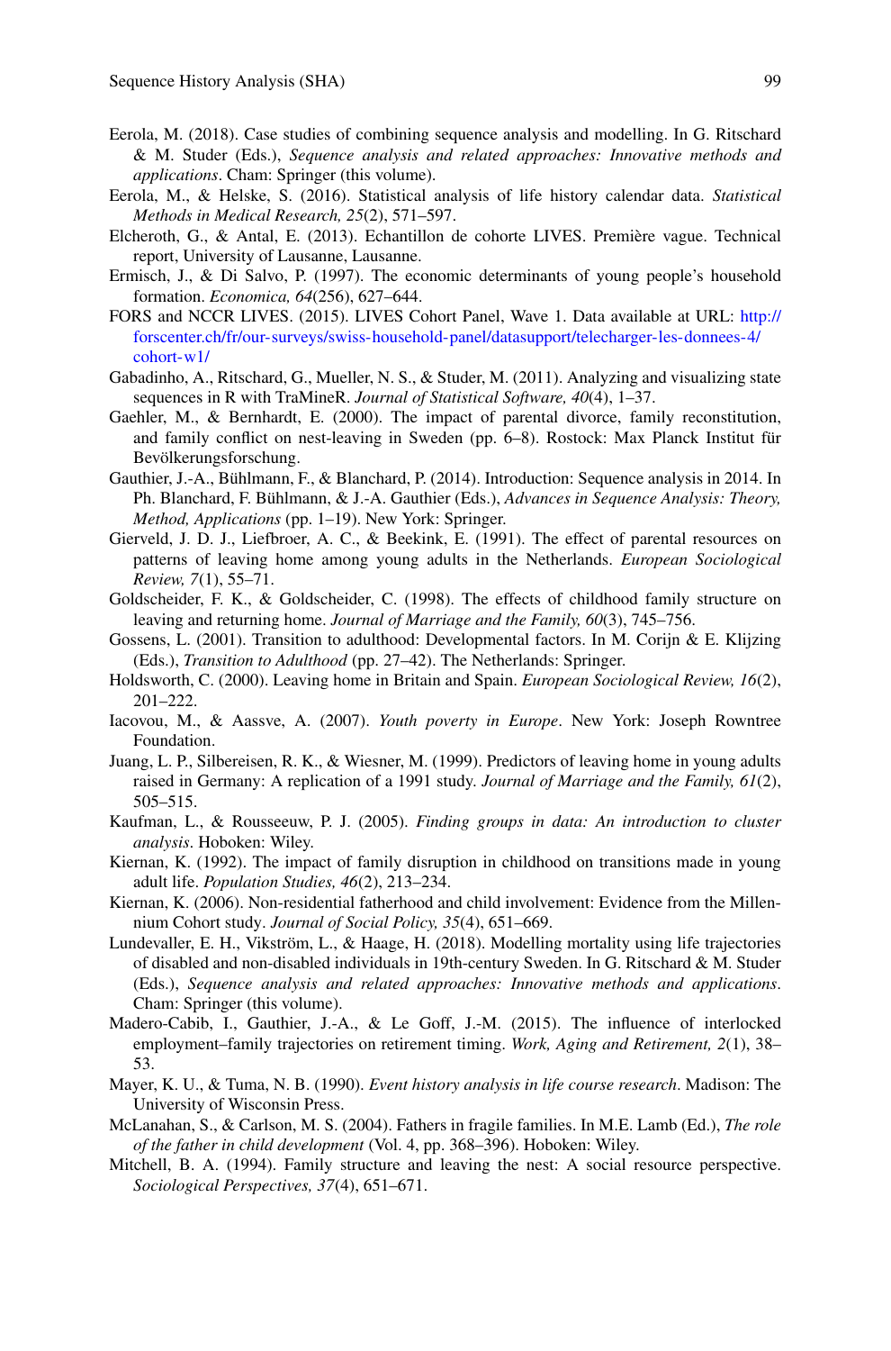Eerola, M. (2018). Case studies of combining sequence analysis and modelling. In G. Ritschard & M. Studer (Eds.), *Sequence analysis and related approaches: Innovative methods and applications*. Cham: Springer (this volume).

Eerola, M., & Helske, S. (2016). Statistical analysis of life history calendar data. *Statistical Methods in Medical Research, 25*(2), 571–597.

Elcheroth, G., & Antal, E. (2013). Echantillon de cohorte LIVES. Première vague. Technical report, University of Lausanne, Lausanne.

Ermisch, J., & Di Salvo, P. (1997). The economic determinants of young people's household formation. *Economica, 64*(256), 627–644.

FORS and NCCR LIVES. (2015). LIVES Cohort Panel, Wave 1. Data available at URL: http://forscenter.ch/fr/our-surveys/swiss-household-panel/datasupport/telecharger-les-donnees-4/cohort-w1/

Gabadinho, A., Ritschard, G., Mueller, N. S., & Studer, M. (2011). Analyzing and visualizing state sequences in R with TraMineR. *Journal of Statistical Software, 40*(4), 1–37.

Gaehler, M., & Bernhardt, E. (2000). The impact of parental divorce, family reconstitution, and family conflict on nest-leaving in Sweden (pp. 6–8). Rostock: Max Planck Institut für Bevölkerungsforschung.

Gauthier, J.-A., Bühlmann, F., & Blanchard, P. (2014). Introduction: Sequence analysis in 2014. In Ph. Blanchard, F. Bühlmann, & J.-A. Gauthier (Eds.), *Advances in Sequence Analysis: Theory, Method, Applications* (pp. 1–19). New York: Springer.

Gierveld, J. D. J., Liefbroer, A. C., & Beekink, E. (1991). The effect of parental resources on patterns of leaving home among young adults in the Netherlands. *European Sociological Review, 7*(1), 55–71.

Goldscheider, F. K., & Goldscheider, C. (1998). The effects of childhood family structure on leaving and returning home. *Journal of Marriage and the Family, 60*(3), 745–756.

Gossens, L. (2001). Transition to adulthood: Developmental factors. In M. Corijn & E. Klijzing (Eds.), *Transition to Adulthood* (pp. 27–42). The Netherlands: Springer.

Holdsworth, C. (2000). Leaving home in Britain and Spain. *European Sociological Review, 16*(2), 201–222.

Iacovou, M., & Aassve, A. (2007). *Youth poverty in Europe*. New York: Joseph Rowntree Foundation.

Juang, L. P., Silbereisen, R. K., & Wiesner, M. (1999). Predictors of leaving home in young adults raised in Germany: A replication of a 1991 study. *Journal of Marriage and the Family, 61*(2), 505–515.

Kaufman, L., & Rousseeuw, P. J. (2005). *Finding groups in data: An introduction to cluster analysis*. Hoboken: Wiley.

Kiernan, K. (1992). The impact of family disruption in childhood on transitions made in young adult life. *Population Studies, 46*(2), 213–234.

Kiernan, K. (2006). Non-residential fatherhood and child involvement: Evidence from the Millennium Cohort study. *Journal of Social Policy, 35*(4), 651–669.

Lundevaller, E. H., Vikström, L., & Haage, H. (2018). Modelling mortality using life trajectories of disabled and non-disabled individuals in 19th-century Sweden. In G. Ritschard & M. Studer (Eds.), *Sequence analysis and related approaches: Innovative methods and applications*. Cham: Springer (this volume).

Madero-Cabib, I., Gauthier, J.-A., & Le Goff, J.-M. (2015). The influence of interlocked employment–family trajectories on retirement timing. *Work, Aging and Retirement, 2*(1), 38–53.

Mayer, K. U., & Tuma, N. B. (1990). *Event history analysis in life course research*. Madison: The University of Wisconsin Press.

McLanahan, S., & Carlson, M. S. (2004). Fathers in fragile families. In M.E. Lamb (Ed.), *The role of the father in child development* (Vol. 4, pp. 368–396). Hoboken: Wiley.

Mitchell, B. A. (1994). Family structure and leaving the nest: A social resource perspective. *Sociological Perspectives, 37*(4), 651–671.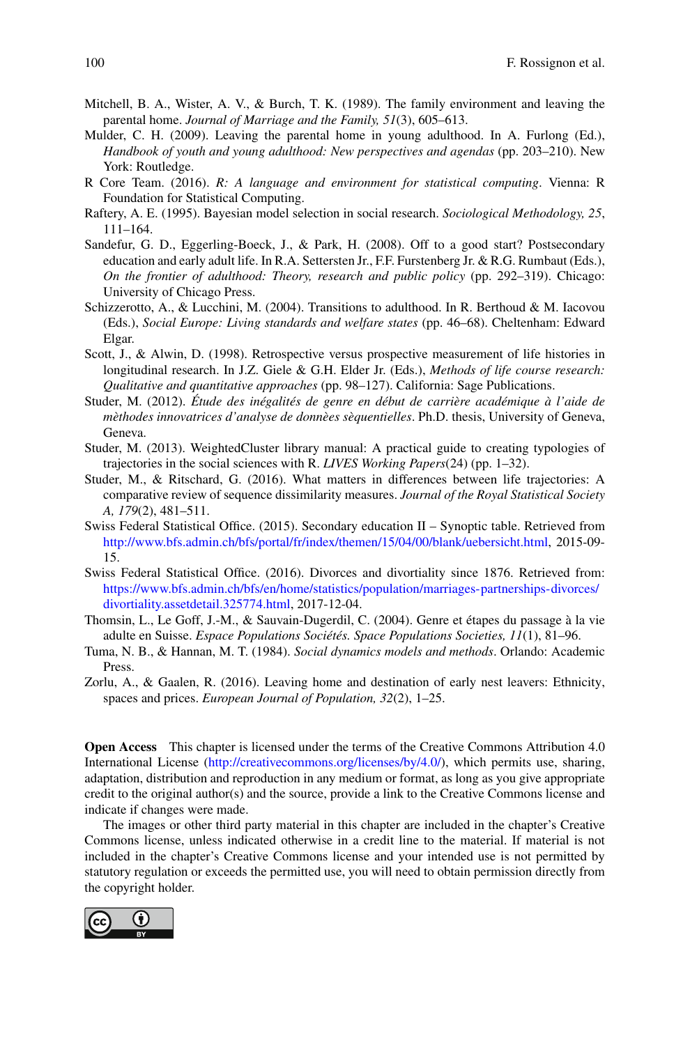Mitchell, B. A., Wister, A. V., & Burch, T. K. (1989). The family environment and leaving the parental home. *Journal of Marriage and the Family, 51*(3), 605–613.

Mulder, C. H. (2009). Leaving the parental home in young adulthood. In A. Furlong (Ed.), *Handbook of youth and young adulthood: New perspectives and agendas* (pp. 203–210). New York: Routledge.

R Core Team. (2016). *R: A language and environment for statistical computing*. Vienna: R Foundation for Statistical Computing.

Raftery, A. E. (1995). Bayesian model selection in social research. *Sociological Methodology, 25*, 111–164.

Sandefur, G. D., Eggerling-Boeck, J., & Park, H. (2008). Off to a good start? Postsecondary education and early adult life. In R.A. Settersten Jr., F.F. Furstenberg Jr. & R.G. Rumbaut (Eds.), *On the frontier of adulthood: Theory, research and public policy* (pp. 292–319). Chicago: University of Chicago Press.

Schizzerotto, A., & Lucchini, M. (2004). Transitions to adulthood. In R. Berthoud & M. Iacovou (Eds.), *Social Europe: Living standards and welfare states* (pp. 46–68). Cheltenham: Edward Elgar.

Scott, J., & Alwin, D. (1998). Retrospective versus prospective measurement of life histories in longitudinal research. In J.Z. Giele & G.H. Elder Jr. (Eds.), *Methods of life course research: Qualitative and quantitative approaches* (pp. 98–127). California: Sage Publications.

Studer, M. (2012). *Étude des inégalités de genre en début de carrière académique à l'aide de mèthodes innovatrices d'analyse de données sèquentielles*. Ph.D. thesis, University of Geneva, Geneva.

Studer, M. (2013). WeightedCluster library manual: A practical guide to creating typologies of trajectories in the social sciences with R. *LIVES Working Papers*(24) (pp. 1–32).

Studer, M., & Ritschard, G. (2016). What matters in differences between life trajectories: A comparative review of sequence dissimilarity measures. *Journal of the Royal Statistical Society A, 179*(2), 481–511.

Swiss Federal Statistical Office. (2015). Secondary education II – Synoptic table. Retrieved from http://www.bfs.admin.ch/bfs/portal/fr/index/themen/15/04/00/blank/uebersicht.html, 2015-09-15.

Swiss Federal Statistical Office. (2016). Divorces and divortiality since 1876. Retrieved from: https://www.bfs.admin.ch/bfs/en/home/statistics/population/marriages-partnerships-divorces/divortiality.assetdetail.325774.html, 2017-12-04.

Thomsin, L., Le Goff, J.-M., & Sauvain-Dugerdil, C. (2004). Genre et étapes du passage à la vie adulte en Suisse. *Espace Populations Sociétés. Space Populations Societies, 11*(1), 81–96.

Tuma, N. B., & Hannan, M. T. (1984). *Social dynamics models and methods*. Orlando: Academic Press.

Zorlu, A., & Gaalen, R. (2016). Leaving home and destination of early nest leavers: Ethnicity, spaces and prices. *European Journal of Population, 32*(2), 1–25.

**Open Access** This chapter is licensed under the terms of the Creative Commons Attribution 4.0 International License (http://creativecommons.org/licenses/by/4.0/), which permits use, sharing, adaptation, distribution and reproduction in any medium or format, as long as you give appropriate credit to the original author(s) and the source, provide a link to the Creative Commons license and indicate if changes were made.

The images or other third party material in this chapter are included in the chapter's Creative Commons license, unless indicated otherwise in a credit line to the material. If material is not included in the chapter's Creative Commons license and your intended use is not permitted by statutory regulation or exceeds the permitted use, you will need to obtain permission directly from the copyright holder.